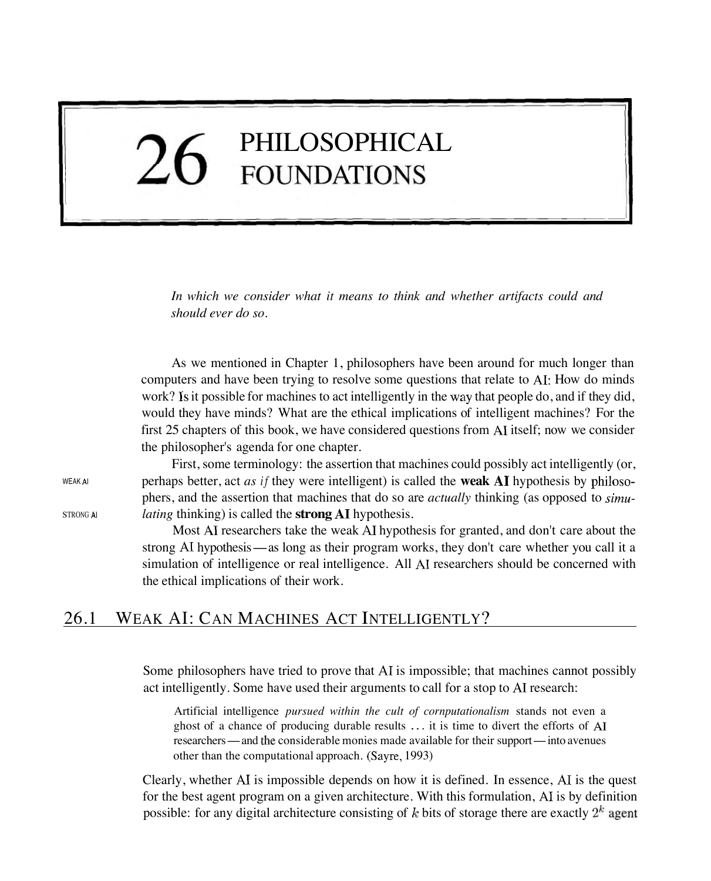# 26 PHILOSOPHICAL FOUNDATIONS

*In which we consider what it means to think and whether artifacts could and should ever do so.*

As we mentioned in Chapter 1, philosophers have been around for much longer than computers and have been trying to resolve some questions that relate to AI: How do minds work? Is it possible for machines to act intelligently in the way that people do, and if they did, would they have minds? What are the ethical implications of intelligent machines? For the first 25 chapters of this book, we have considered questions from AI itself; now we consider the philosopher's agenda for one chapter.

WEAK AI

STRONG AI

First, some terminology: the assertion that machines could possibly act intelligently (or, perhaps better, act *as if* they were intelligent) is called the **weak AI** hypothesis by philosophers, and the assertion that machines that do so are *actually* thinking (as opposed to *simulating* thinking) is called the **strong AI** hypothesis.

Most AI researchers take the weak AI hypothesis for granted, and don't care about the strong AI hypothesis — as long as their program works, they don't care whether you call it a simulation of intelligence or real intelligence. All AI researchers should be concerned with the ethical implications of their work.

## 26.1 WEAK AI: CAN MACHINES ACT INTELLIGENTLY?

Some philosophers have tried to prove that AI is impossible; that machines cannot possibly act intelligently. Some have used their arguments to call for a stop to AI research:

> Artificial intelligence *pursued within the cult of cornputationalism* stands not even a ghost of a chance of producing durable results ... it is time to divert the efforts of AI researchers — and the considerable monies made available for their support — into avenues other than the computational approach. (Sayre, 1993)

Clearly, whether AI is impossible depends on how it is defined. In essence, AI is the quest for the best agent program on a given architecture. With this formulation, AI is by definition possible: for any digital architecture consisting of $k$ bits of storage there are exactly $2^k$ agent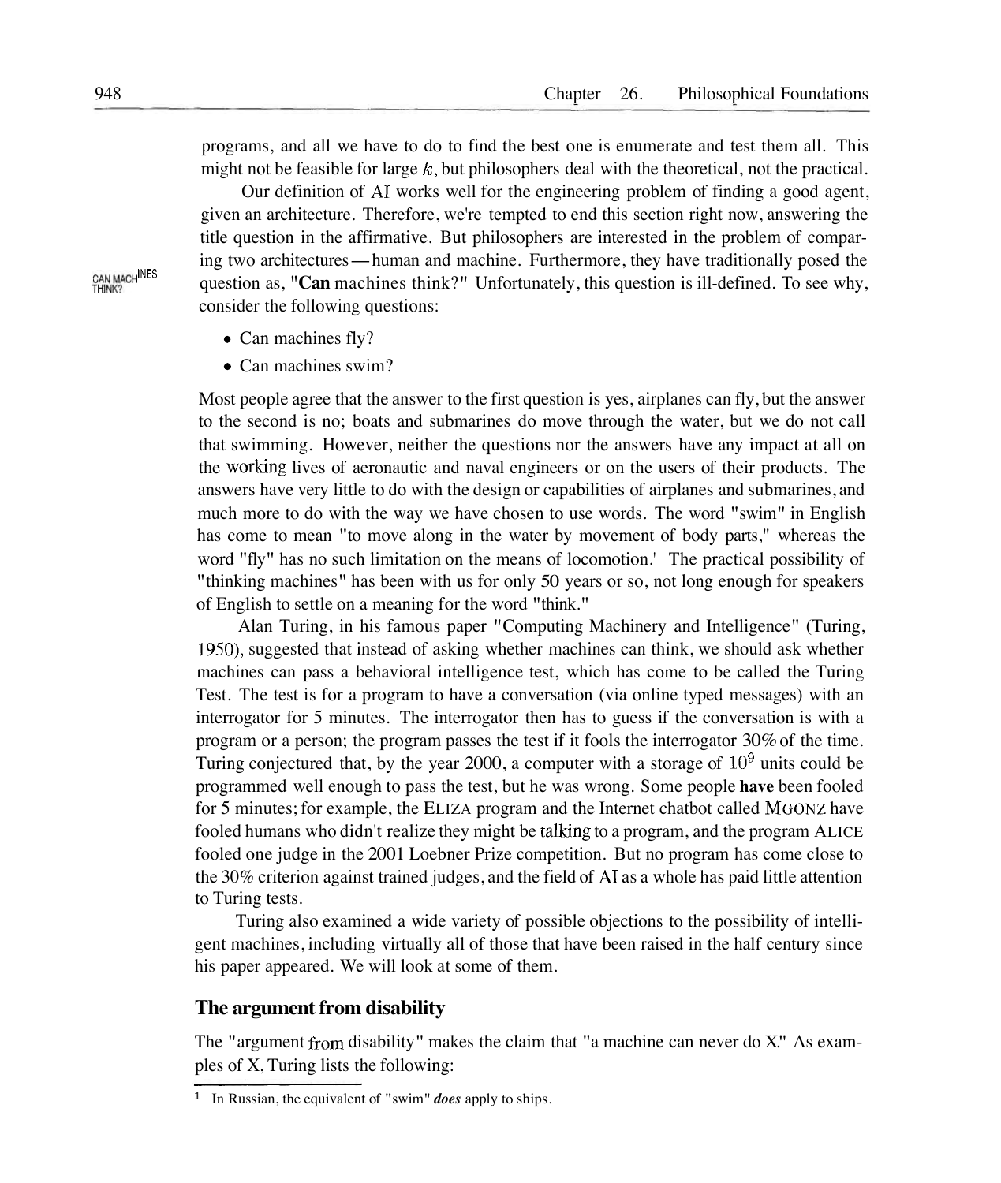programs, and all we have to do to find the best one is enumerate and test them all. This might not be feasible for large $k$, but philosophers deal with the theoretical, not the practical.

Our definition of AI works well for the engineering problem of finding a good agent, given an architecture. Therefore, we're tempted to end this section right now, answering the title question in the affirmative. But philosophers are interested in the problem of comparing two architectures — human and machine. Furthermore, they have traditionally posed the question as, "**Can** machines think?" Unfortunately, this question is ill-defined. To see why, consider the following questions:

CAN MACHINES THINK?

- Can machines fly?
- Can machines swim?

Most people agree that the answer to the first question is yes, airplanes can fly, but the answer to the second is no; boats and submarines do move through the water, but we do not call that swimming. However, neither the questions nor the answers have any impact at all on the working lives of aeronautic and naval engineers or on the users of their products. The answers have very little to do with the design or capabilities of airplanes and submarines, and much more to do with the way we have chosen to use words. The word "swim" in English has come to mean "to move along in the water by movement of body parts," whereas the word "fly" has no such limitation on the means of locomotion.[1] The practical possibility of "thinking machines" has been with us for only 50 years or so, not long enough for speakers of English to settle on a meaning for the word "think."

Alan Turing, in his famous paper "Computing Machinery and Intelligence" (Turing, 1950), suggested that instead of asking whether machines can think, we should ask whether machines can pass a behavioral intelligence test, which has come to be called the Turing Test. The test is for a program to have a conversation (via online typed messages) with an interrogator for 5 minutes. The interrogator then has to guess if the conversation is with a program or a person; the program passes the test if it fools the interrogator 30% of the time. Turing conjectured that, by the year 2000, a computer with a storage of $10^9$ units could be programmed well enough to pass the test, but he was wrong. Some people **have** been fooled for 5 minutes; for example, the ELIZA program and the Internet chatbot called MGONZ have fooled humans who didn't realize they might be talking to a program, and the program ALICE fooled one judge in the 2001 Loebner Prize competition. But no program has come close to the 30% criterion against trained judges, and the field of AI as a whole has paid little attention to Turing tests.

Turing also examined a wide variety of possible objections to the possibility of intelligent machines, including virtually all of those that have been raised in the half century since his paper appeared. We will look at some of them.

### The argument from disability

The "argument from disability" makes the claim that "a machine can never do X." As examples of X, Turing lists the following:

---

[1] In Russian, the equivalent of "swim" ***does*** apply to ships.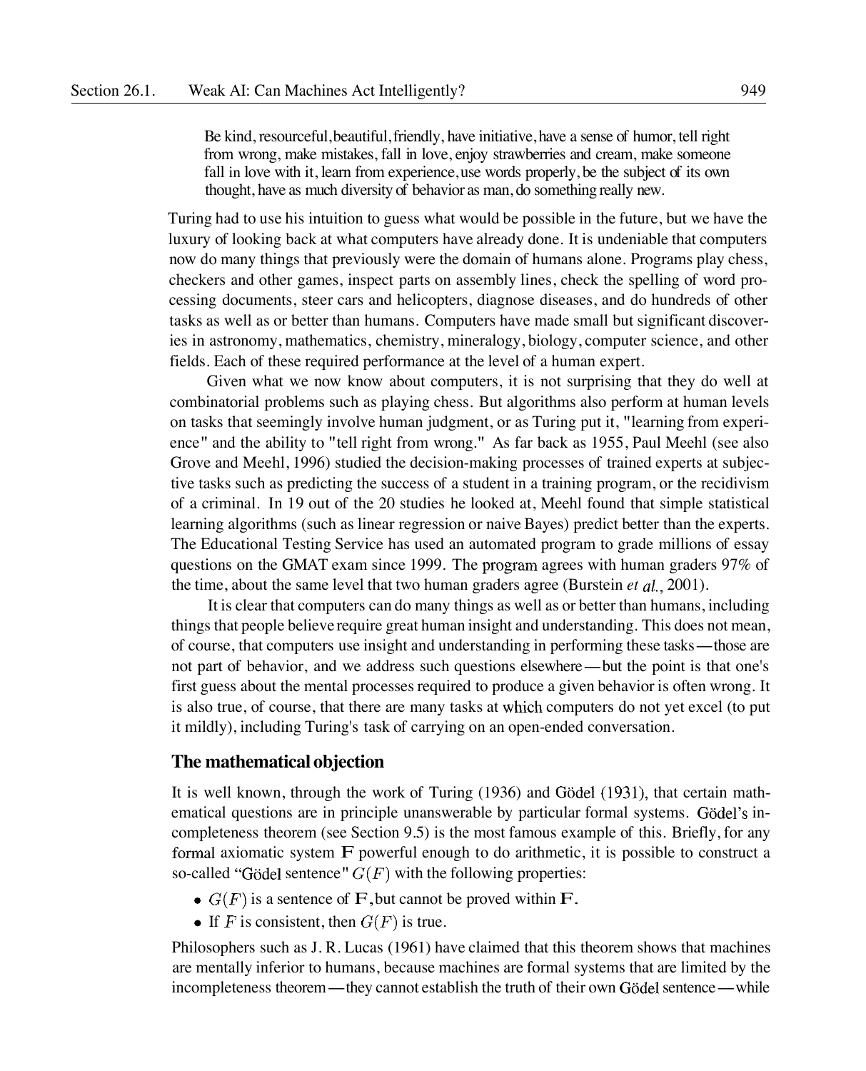> Be kind, resourceful, beautiful, friendly, have initiative, have a sense of humor, tell right from wrong, make mistakes, fall in love, enjoy strawberries and cream, make someone fall in love with it, learn from experience, use words properly, be the subject of its own thought, have as much diversity of behavior as man, do something really new.

Turing had to use his intuition to guess what would be possible in the future, but we have the luxury of looking back at what computers have already done. It is undeniable that computers now do many things that previously were the domain of humans alone. Programs play chess, checkers and other games, inspect parts on assembly lines, check the spelling of word processing documents, steer cars and helicopters, diagnose diseases, and do hundreds of other tasks as well as or better than humans. Computers have made small but significant discoveries in astronomy, mathematics, chemistry, mineralogy, biology, computer science, and other fields. Each of these required performance at the level of a human expert.

Given what we now know about computers, it is not surprising that they do well at combinatorial problems such as playing chess. But algorithms also perform at human levels on tasks that seemingly involve human judgment, or as Turing put it, "learning from experience" and the ability to "tell right from wrong." As far back as 1955, Paul Meehl (see also Grove and Meehl, 1996) studied the decision-making processes of trained experts at subjective tasks such as predicting the success of a student in a training program, or the recidivism of a criminal. In 19 out of the 20 studies he looked at, Meehl found that simple statistical learning algorithms (such as linear regression or naive Bayes) predict better than the experts. The Educational Testing Service has used an automated program to grade millions of essay questions on the GMAT exam since 1999. The program agrees with human graders 97% of the time, about the same level that two human graders agree (Burstein *et al.*, 2001).

It is clear that computers can do many things as well as or better than humans, including things that people believe require great human insight and understanding. This does not mean, of course, that computers use insight and understanding in performing these tasks — those are not part of behavior, and we address such questions elsewhere — but the point is that one's first guess about the mental processes required to produce a given behavior is often wrong. It is also true, of course, that there are many tasks at which computers do not yet excel (to put it mildly), including Turing's task of carrying on an open-ended conversation.

## The mathematical objection

It is well known, through the work of Turing (1936) and Gödel (1931), that certain mathematical questions are in principle unanswerable by particular formal systems. Gödel's incompleteness theorem (see Section 9.5) is the most famous example of this. Briefly, for any formal axiomatic system $\mathbf{F}$ powerful enough to do arithmetic, it is possible to construct a so-called "Gödel sentence" $G(F)$ with the following properties:

- $G(F)$ is a sentence of $\mathbf{F}$, but cannot be proved within $\mathbf{F}$.
- If $F$ is consistent, then $G(F)$ is true.

Philosophers such as J. R. Lucas (1961) have claimed that this theorem shows that machines are mentally inferior to humans, because machines are formal systems that are limited by the incompleteness theorem — they cannot establish the truth of their own Gödel sentence — while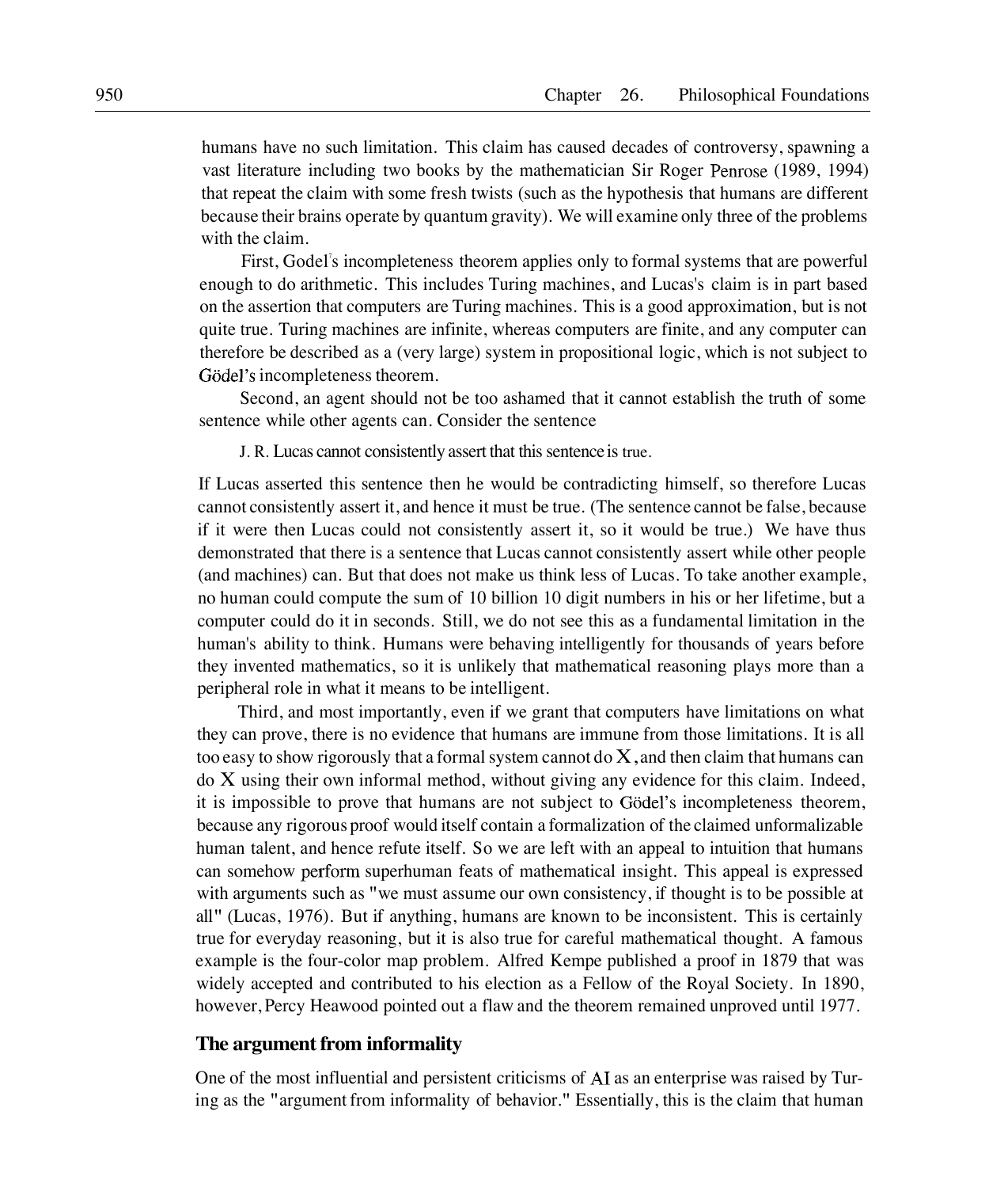humans have no such limitation. This claim has caused decades of controversy, spawning a vast literature including two books by the mathematician Sir Roger Penrose (1989, 1994) that repeat the claim with some fresh twists (such as the hypothesis that humans are different because their brains operate by quantum gravity). We will examine only three of the problems with the claim.

First, Godel's incompleteness theorem applies only to formal systems that are powerful enough to do arithmetic. This includes Turing machines, and Lucas's claim is in part based on the assertion that computers are Turing machines. This is a good approximation, but is not quite true. Turing machines are infinite, whereas computers are finite, and any computer can therefore be described as a (very large) system in propositional logic, which is not subject to Gödel's incompleteness theorem.

Second, an agent should not be too ashamed that it cannot establish the truth of some sentence while other agents can. Consider the sentence

J. R. Lucas cannot consistently assert that this sentence is true.

If Lucas asserted this sentence then he would be contradicting himself, so therefore Lucas cannot consistently assert it, and hence it must be true. (The sentence cannot be false, because if it were then Lucas could not consistently assert it, so it would be true.) We have thus demonstrated that there is a sentence that Lucas cannot consistently assert while other people (and machines) can. But that does not make us think less of Lucas. To take another example, no human could compute the sum of 10 billion 10 digit numbers in his or her lifetime, but a computer could do it in seconds. Still, we do not see this as a fundamental limitation in the human's ability to think. Humans were behaving intelligently for thousands of years before they invented mathematics, so it is unlikely that mathematical reasoning plays more than a peripheral role in what it means to be intelligent.

Third, and most importantly, even if we grant that computers have limitations on what they can prove, there is no evidence that humans are immune from those limitations. It is all too easy to show rigorously that a formal system cannot do X, and then claim that humans can do X using their own informal method, without giving any evidence for this claim. Indeed, it is impossible to prove that humans are not subject to Gödel's incompleteness theorem, because any rigorous proof would itself contain a formalization of the claimed unformalizable human talent, and hence refute itself. So we are left with an appeal to intuition that humans can somehow perform superhuman feats of mathematical insight. This appeal is expressed with arguments such as "we must assume our own consistency, if thought is to be possible at all" (Lucas, 1976). But if anything, humans are known to be inconsistent. This is certainly true for everyday reasoning, but it is also true for careful mathematical thought. A famous example is the four-color map problem. Alfred Kempe published a proof in 1879 that was widely accepted and contributed to his election as a Fellow of the Royal Society. In 1890, however, Percy Heawood pointed out a flaw and the theorem remained unproved until 1977.

### The argument from informality

One of the most influential and persistent criticisms of AI as an enterprise was raised by Turing as the "argument from informality of behavior." Essentially, this is the claim that human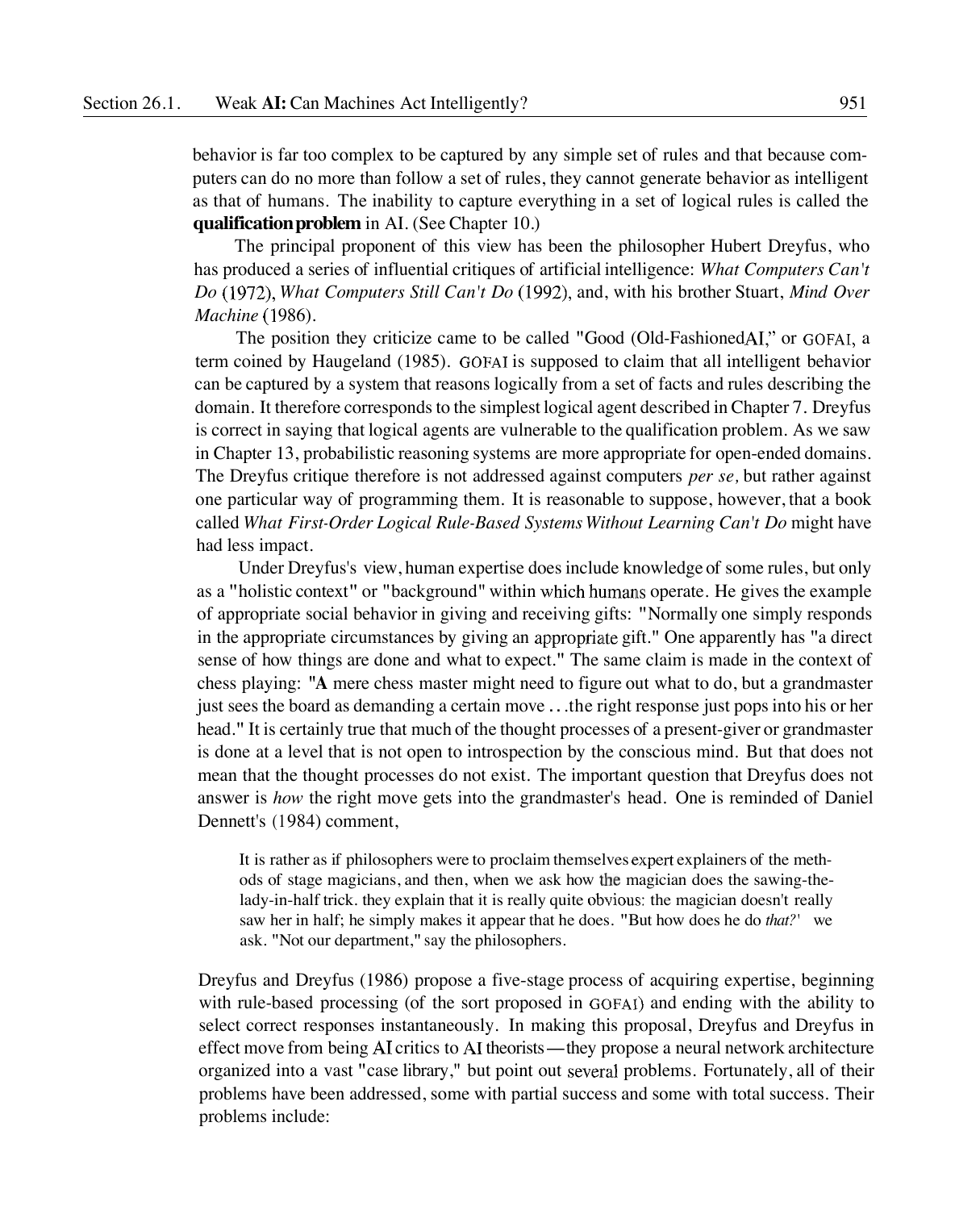behavior is far too complex to be captured by any simple set of rules and that because computers can do no more than follow a set of rules, they cannot generate behavior as intelligent as that of humans. The inability to capture everything in a set of logical rules is called the **qualification problem** in AI. (See Chapter 10.)

The principal proponent of this view has been the philosopher Hubert Dreyfus, who has produced a series of influential critiques of artificial intelligence: *What Computers Can't Do* (1972), *What Computers Still Can't Do* (1992), and, with his brother Stuart, *Mind Over Machine* (1986).

The position they criticize came to be called "Good (Old-Fashioned AI," or GOFAI, a term coined by Haugeland (1985). GOFAI is supposed to claim that all intelligent behavior can be captured by a system that reasons logically from a set of facts and rules describing the domain. It therefore corresponds to the simplest logical agent described in Chapter 7. Dreyfus is correct in saying that logical agents are vulnerable to the qualification problem. As we saw in Chapter 13, probabilistic reasoning systems are more appropriate for open-ended domains. The Dreyfus critique therefore is not addressed against computers *per se,* but rather against one particular way of programming them. It is reasonable to suppose, however, that a book called *What First-Order Logical Rule-Based Systems Without Learning Can't Do* might have had less impact.

Under Dreyfus's view, human expertise does include knowledge of some rules, but only as a "holistic context" or "background" within which humans operate. He gives the example of appropriate social behavior in giving and receiving gifts: "Normally one simply responds in the appropriate circumstances by giving an appropriate gift." One apparently has "a direct sense of how things are done and what to expect." The same claim is made in the context of chess playing: "A mere chess master might need to figure out what to do, but a grandmaster just sees the board as demanding a certain move . . .the right response just pops into his or her head." It is certainly true that much of the thought processes of a present-giver or grandmaster is done at a level that is not open to introspection by the conscious mind. But that does not mean that the thought processes do not exist. The important question that Dreyfus does not answer is *how* the right move gets into the grandmaster's head. One is reminded of Daniel Dennett's (1984) comment,

> It is rather as if philosophers were to proclaim themselves expert explainers of the methods of stage magicians, and then, when we ask how the magician does the sawing-the-lady-in-half trick. they explain that it is really quite obvious: the magician doesn't really saw her in half; he simply makes it appear that he does. "But how does he do *that?*' we ask. "Not our department," say the philosophers.

Dreyfus and Dreyfus (1986) propose a five-stage process of acquiring expertise, beginning with rule-based processing (of the sort proposed in GOFAI) and ending with the ability to select correct responses instantaneously. In making this proposal, Dreyfus and Dreyfus in effect move from being AI critics to AI theorists—they propose a neural network architecture organized into a vast "case library," but point out several problems. Fortunately, all of their problems have been addressed, some with partial success and some with total success. Their problems include: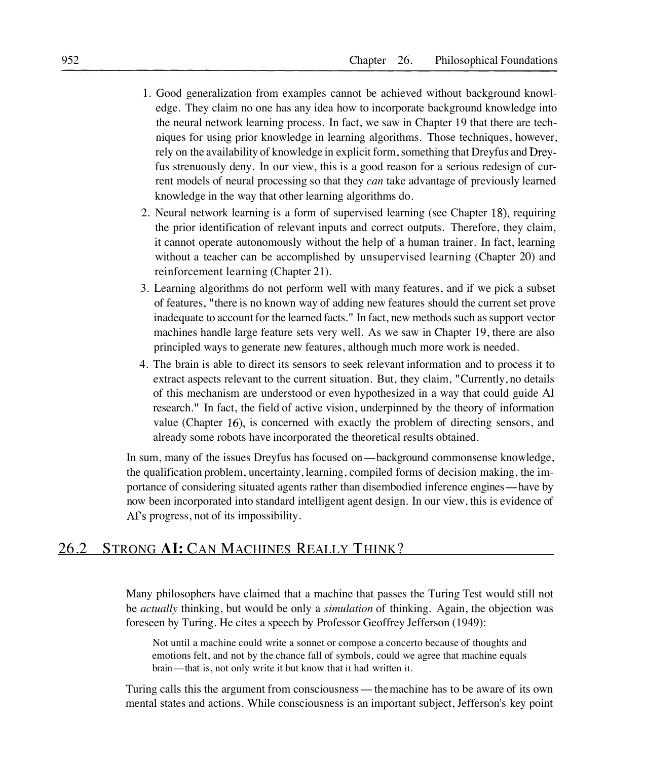1. Good generalization from examples cannot be achieved without background knowledge. They claim no one has any idea how to incorporate background knowledge into the neural network learning process. In fact, we saw in Chapter 19 that there are techniques for using prior knowledge in learning algorithms. Those techniques, however, rely on the availability of knowledge in explicit form, something that Dreyfus and Dreyfus strenuously deny. In our view, this is a good reason for a serious redesign of current models of neural processing so that they *can* take advantage of previously learned knowledge in the way that other learning algorithms do.
2. Neural network learning is a form of supervised learning (see Chapter 18), requiring the prior identification of relevant inputs and correct outputs. Therefore, they claim, it cannot operate autonomously without the help of a human trainer. In fact, learning without a teacher can be accomplished by unsupervised learning (Chapter 20) and reinforcement learning (Chapter 21).
3. Learning algorithms do not perform well with many features, and if we pick a subset of features, "there is no known way of adding new features should the current set prove inadequate to account for the learned facts." In fact, new methods such as support vector machines handle large feature sets very well. As we saw in Chapter 19, there are also principled ways to generate new features, although much more work is needed.
4. The brain is able to direct its sensors to seek relevant information and to process it to extract aspects relevant to the current situation. But, they claim, "Currently, no details of this mechanism are understood or even hypothesized in a way that could guide AI research." In fact, the field of active vision, underpinned by the theory of information value (Chapter 16), is concerned with exactly the problem of directing sensors, and already some robots have incorporated the theoretical results obtained.

In sum, many of the issues Dreyfus has focused on—background commonsense knowledge, the qualification problem, uncertainty, learning, compiled forms of decision making, the importance of considering situated agents rather than disembodied inference engines—have by now been incorporated into standard intelligent agent design. In our view, this is evidence of AI's progress, not of its impossibility.

## 26.2 Strong AI: Can Machines Really Think?

Many philosophers have claimed that a machine that passes the Turing Test would still not be *actually* thinking, but would be only a *simulation* of thinking. Again, the objection was foreseen by Turing. He cites a speech by Professor Geoffrey Jefferson (1949):

> Not until a machine could write a sonnet or compose a concerto because of thoughts and emotions felt, and not by the chance fall of symbols, could we agree that machine equals brain—that is, not only write it but know that it had written it.

Turing calls this the argument from consciousness—the machine has to be aware of its own mental states and actions. While consciousness is an important subject, Jefferson's key point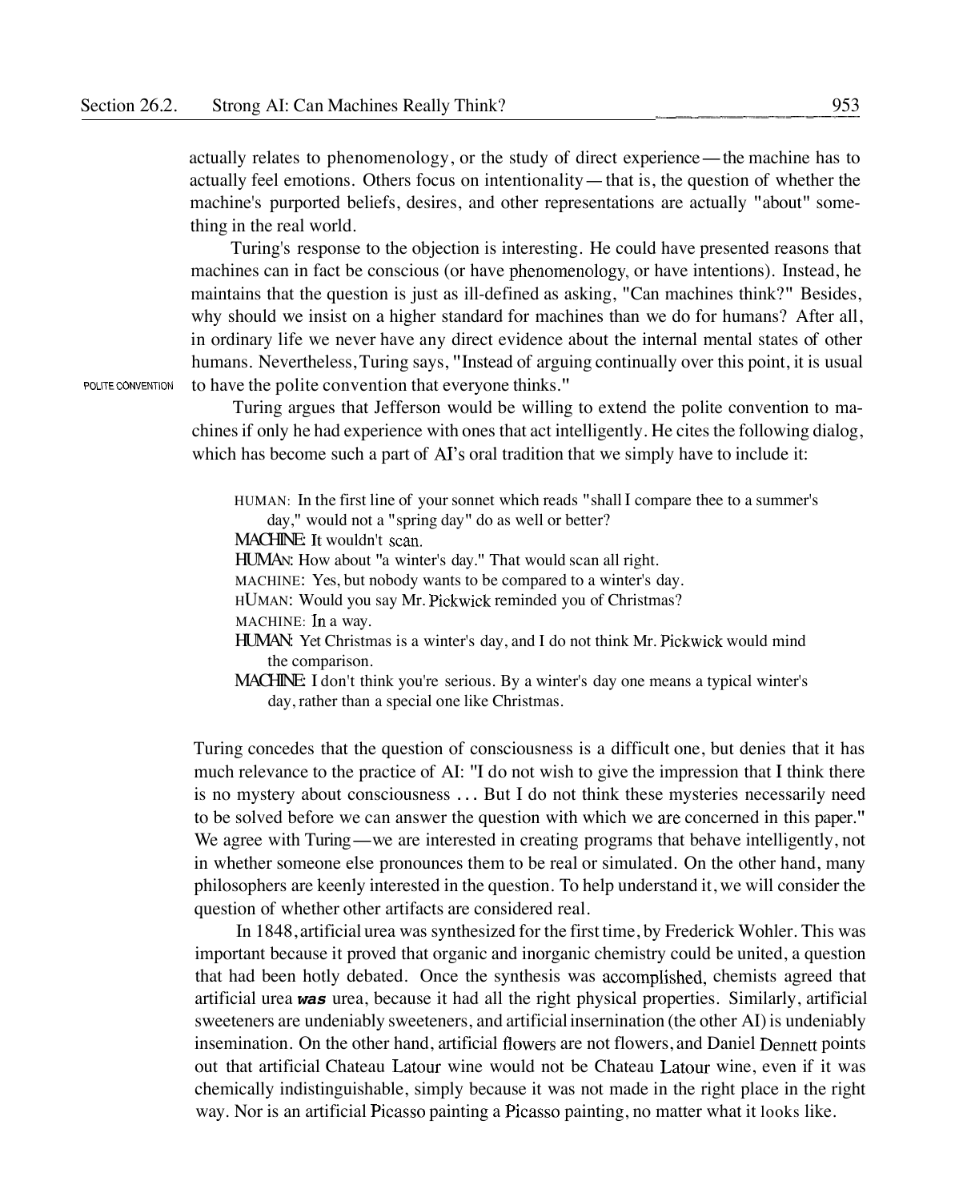actually relates to phenomenology, or the study of direct experience—the machine has to actually feel emotions. Others focus on intentionality—that is, the question of whether the machine's purported beliefs, desires, and other representations are actually "about" something in the real world.

Turing's response to the objection is interesting. He could have presented reasons that machines can in fact be conscious (or have phenomenology, or have intentions). Instead, he maintains that the question is just as ill-defined as asking, "Can machines think?" Besides, why should we insist on a higher standard for machines than we do for humans? After all, in ordinary life we never have any direct evidence about the internal mental states of other humans. Nevertheless, Turing says, "Instead of arguing continually over this point, it is usual to have the polite convention that everyone thinks."

POLITE CONVENTION

Turing argues that Jefferson would be willing to extend the polite convention to machines if only he had experience with ones that act intelligently. He cites the following dialog, which has become such a part of AI's oral tradition that we simply have to include it:

> HUMAN: In the first line of your sonnet which reads "shall I compare thee to a summer's day," would not a "spring day" do as well or better?
>
> MACHINE: It wouldn't scan.
>
> HUMAN: How about "a winter's day." That would scan all right.
>
> MACHINE: Yes, but nobody wants to be compared to a winter's day.
>
> HUMAN: Would you say Mr. Pickwick reminded you of Christmas?
>
> MACHINE: In a way.
>
> HUMAN: Yet Christmas is a winter's day, and I do not think Mr. Pickwick would mind the comparison.
>
> MACHINE: I don't think you're serious. By a winter's day one means a typical winter's day, rather than a special one like Christmas.

Turing concedes that the question of consciousness is a difficult one, but denies that it has much relevance to the practice of AI: "I do not wish to give the impression that I think there is no mystery about consciousness ... But I do not think these mysteries necessarily need to be solved before we can answer the question with which we are concerned in this paper." We agree with Turing—we are interested in creating programs that behave intelligently, not in whether someone else pronounces them to be real or simulated. On the other hand, many philosophers are keenly interested in the question. To help understand it, we will consider the question of whether other artifacts are considered real.

In 1848, artificial urea was synthesized for the first time, by Frederick Wohler. This was important because it proved that organic and inorganic chemistry could be united, a question that had been hotly debated. Once the synthesis was accomplished, chemists agreed that artificial urea ***was*** urea, because it had all the right physical properties. Similarly, artificial sweeteners are undeniably sweeteners, and artificial insemination (the other AI) is undeniably insemination. On the other hand, artificial flowers are not flowers, and Daniel Dennett points out that artificial Chateau Latour wine would not be Chateau Latour wine, even if it was chemically indistinguishable, simply because it was not made in the right place in the right way. Nor is an artificial Picasso painting a Picasso painting, no matter what it looks like.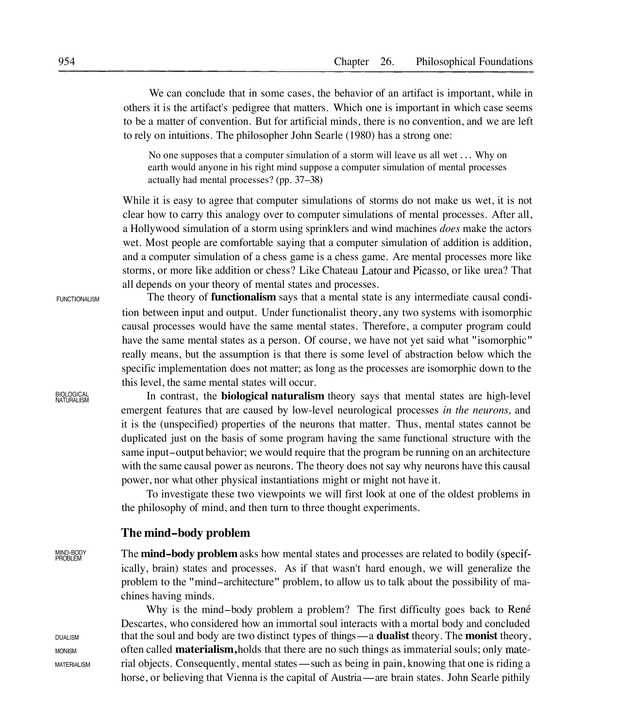We can conclude that in some cases, the behavior of an artifact is important, while in others it is the artifact's pedigree that matters. Which one is important in which case seems to be a matter of convention. But for artificial minds, there is no convention, and we are left to rely on intuitions. The philosopher John Searle (1980) has a strong one:

> No one supposes that a computer simulation of a storm will leave us all wet ... Why on earth would anyone in his right mind suppose a computer simulation of mental processes actually had mental processes? (pp. 37–38)

While it is easy to agree that computer simulations of storms do not make us wet, it is not clear how to carry this analogy over to computer simulations of mental processes. After all, a Hollywood simulation of a storm using sprinklers and wind machines *does* make the actors wet. Most people are comfortable saying that a computer simulation of addition is addition, and a computer simulation of a chess game is a chess game. Are mental processes more like storms, or more like addition or chess? Like Chateau Latour and Picasso, or like urea? That all depends on your theory of mental states and processes.

FUNCTIONALISM

The theory of **functionalism** says that a mental state is any intermediate causal condition between input and output. Under functionalist theory, any two systems with isomorphic causal processes would have the same mental states. Therefore, a computer program could have the same mental states as a person. Of course, we have not yet said what "isomorphic" really means, but the assumption is that there is some level of abstraction below which the specific implementation does not matter; as long as the processes are isomorphic down to the this level, the same mental states will occur.

BIOLOGICAL NATURALISM

In contrast, the **biological naturalism** theory says that mental states are high-level emergent features that are caused by low-level neurological processes *in the neurons,* and it is the (unspecified) properties of the neurons that matter. Thus, mental states cannot be duplicated just on the basis of some program having the same functional structure with the same input–output behavior; we would require that the program be running on an architecture with the same causal power as neurons. The theory does not say why neurons have this causal power, nor what other physical instantiations might or might not have it.

To investigate these two viewpoints we will first look at one of the oldest problems in the philosophy of mind, and then turn to three thought experiments.

### The mind–body problem

MIND-BODY PROBLEM

The **mind–body problem** asks how mental states and processes are related to bodily (specifically, brain) states and processes. As if that wasn't hard enough, we will generalize the problem to the "mind–architecture" problem, to allow us to talk about the possibility of machines having minds.

DUALISM

MONISM

MATERIALISM

Why is the mind–body problem a problem? The first difficulty goes back to René Descartes, who considered how an immortal soul interacts with a mortal body and concluded that the soul and body are two distinct types of things—a **dualist** theory. The **monist** theory, often called **materialism,** holds that there are no such things as immaterial souls; only material objects. Consequently, mental states—such as being in pain, knowing that one is riding a horse, or believing that Vienna is the capital of Austria—are brain states. John Searle pithily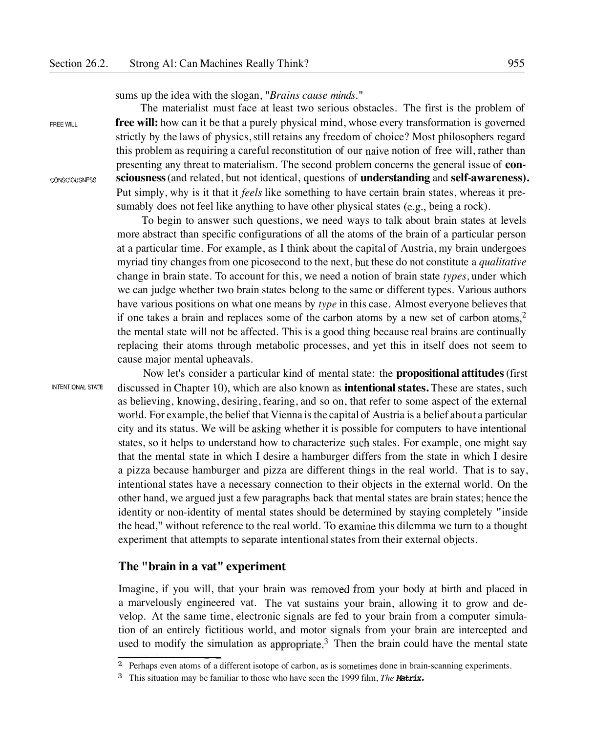sums up the idea with the slogan, "*Brains cause minds.*"

The materialist must face at least two serious obstacles. The first is the problem of **free will:** how can it be that a purely physical mind, whose every transformation is governed strictly by the laws of physics, still retains any freedom of choice? Most philosophers regard this problem as requiring a careful reconstitution of our naive notion of free will, rather than presenting any threat to materialism. The second problem concerns the general issue of **consciousness** (and related, but not identical, questions of **understanding** and **self-awareness).** Put simply, why is it that it *feels* like something to have certain brain states, whereas it presumably does not feel like anything to have other physical states (e.g., being a rock).

To begin to answer such questions, we need ways to talk about brain states at levels more abstract than specific configurations of all the atoms of the brain of a particular person at a particular time. For example, as I think about the capital of Austria, my brain undergoes myriad tiny changes from one picosecond to the next, but these do not constitute a *qualitative* change in brain state. To account for this, we need a notion of brain state *types,* under which we can judge whether two brain states belong to the same or different types. Various authors have various positions on what one means by *type* in this case. Almost everyone believes that if one takes a brain and replaces some of the carbon atoms by a new set of carbon atoms,[2] the mental state will not be affected. This is a good thing because real brains are continually replacing their atoms through metabolic processes, and yet this in itself does not seem to cause major mental upheavals.

Now let's consider a particular kind of mental state: the **propositional attitudes** (first discussed in Chapter 10), which are also known as **intentional states.** These are states, such as believing, knowing, desiring, fearing, and so on, that refer to some aspect of the external world. For example, the belief that Vienna is the capital of Austria is a belief about a particular city and its status. We will be asking whether it is possible for computers to have intentional states, so it helps to understand how to characterize such stales. For example, one might say that the mental state in which I desire a hamburger differs from the state in which I desire a pizza because hamburger and pizza are different things in the real world. That is to say, intentional states have a necessary connection to their objects in the external world. On the other hand, we argued just a few paragraphs back that mental states are brain states; hence the identity or non-identity of mental states should be determined by staying completely "inside the head," without reference to the real world. To examine this dilemma we turn to a thought experiment that attempts to separate intentional states from their external objects.

### The "brain in a vat" experiment

Imagine, if you will, that your brain was removed from your body at birth and placed in a marvelously engineered vat. The vat sustains your brain, allowing it to grow and develop. At the same time, electronic signals are fed to your brain from a computer simulation of an entirely fictitious world, and motor signals from your brain are intercepted and used to modify the simulation as appropriate.[3] Then the brain could have the mental state

---

[2] Perhaps even atoms of a different isotope of carbon, as is sometimes done in brain-scanning experiments.

[3] This situation may be familiar to those who have seen the 1999 film, *The* **Matrix.**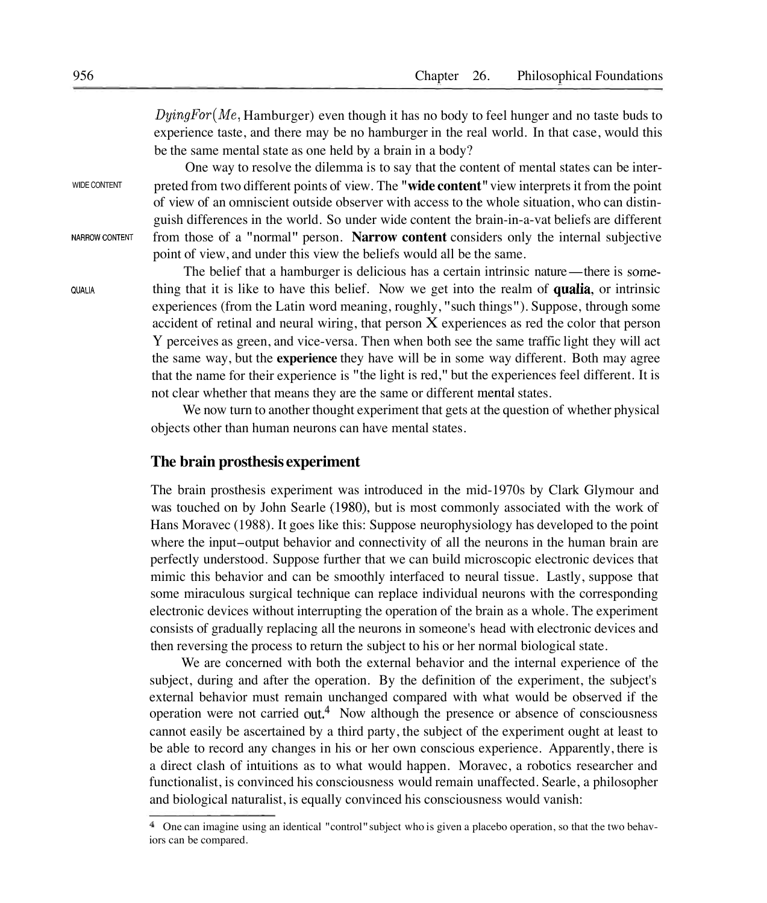*DyingFor*(*Me*, Hamburger) even though it has no body to feel hunger and no taste buds to experience taste, and there may be no hamburger in the real world. In that case, would this be the same mental state as one held by a brain in a body?

WIDE CONTENT

NARROW CONTENT

One way to resolve the dilemma is to say that the content of mental states can be interpreted from two different points of view. The "**wide content**" view interprets it from the point of view of an omniscient outside observer with access to the whole situation, who can distinguish differences in the world. So under wide content the brain-in-a-vat beliefs are different from those of a "normal" person. **Narrow content** considers only the internal subjective point of view, and under this view the beliefs would all be the same.

QUALIA

The belief that a hamburger is delicious has a certain intrinsic nature—there is something that it is like to have this belief. Now we get into the realm of **qualia**, or intrinsic experiences (from the Latin word meaning, roughly, "such things"). Suppose, through some accident of retinal and neural wiring, that person X experiences as red the color that person Y perceives as green, and vice-versa. Then when both see the same traffic light they will act the same way, but the **experience** they have will be in some way different. Both may agree that the name for their experience is "the light is red," but the experiences feel different. It is not clear whether that means they are the same or different mental states.

We now turn to another thought experiment that gets at the question of whether physical objects other than human neurons can have mental states.

### The brain prosthesis experiment

The brain prosthesis experiment was introduced in the mid-1970s by Clark Glymour and was touched on by John Searle (1980), but is most commonly associated with the work of Hans Moravec (1988). It goes like this: Suppose neurophysiology has developed to the point where the input–output behavior and connectivity of all the neurons in the human brain are perfectly understood. Suppose further that we can build microscopic electronic devices that mimic this behavior and can be smoothly interfaced to neural tissue. Lastly, suppose that some miraculous surgical technique can replace individual neurons with the corresponding electronic devices without interrupting the operation of the brain as a whole. The experiment consists of gradually replacing all the neurons in someone's head with electronic devices and then reversing the process to return the subject to his or her normal biological state.

We are concerned with both the external behavior and the internal experience of the subject, during and after the operation. By the definition of the experiment, the subject's external behavior must remain unchanged compared with what would be observed if the operation were not carried out.[4] Now although the presence or absence of consciousness cannot easily be ascertained by a third party, the subject of the experiment ought at least to be able to record any changes in his or her own conscious experience. Apparently, there is a direct clash of intuitions as to what would happen. Moravec, a robotics researcher and functionalist, is convinced his consciousness would remain unaffected. Searle, a philosopher and biological naturalist, is equally convinced his consciousness would vanish:

[4] One can imagine using an identical "control" subject who is given a placebo operation, so that the two behaviors can be compared.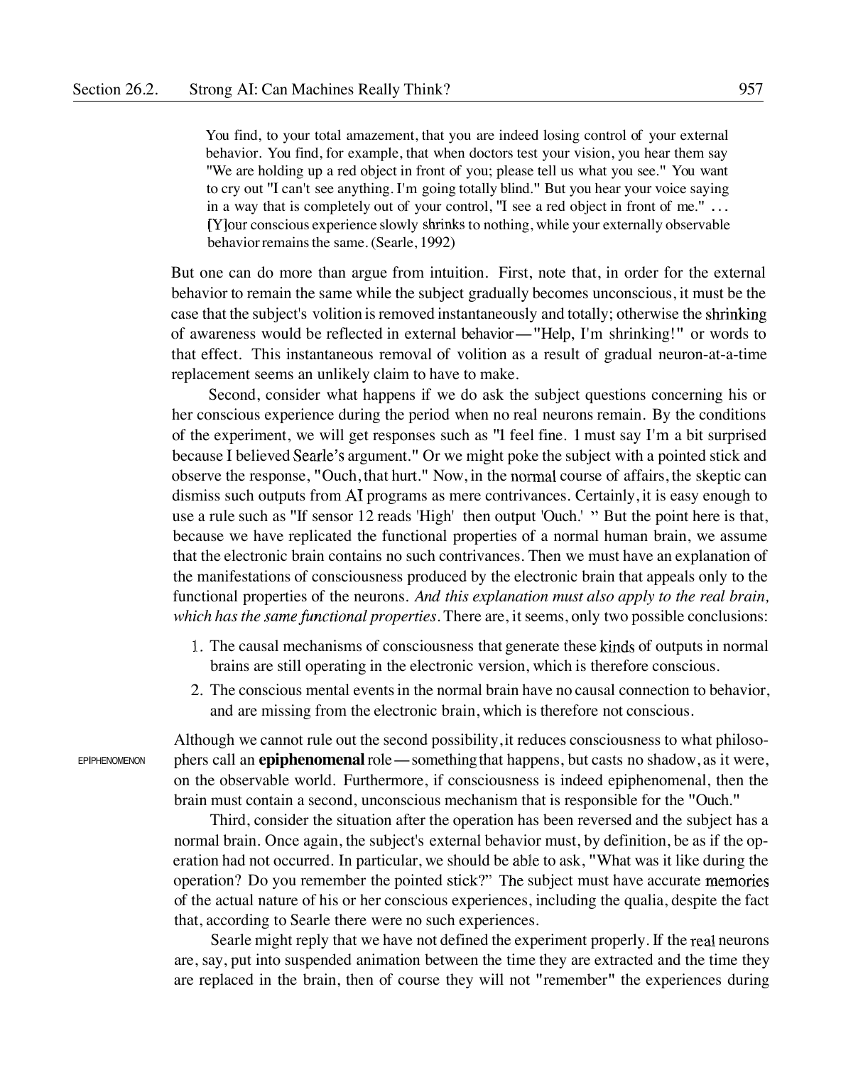> You find, to your total amazement, that you are indeed losing control of your external behavior. You find, for example, that when doctors test your vision, you hear them say "We are holding up a red object in front of you; please tell us what you see." You want to cry out "I can't see anything. I'm going totally blind." But you hear your voice saying in a way that is completely out of your control, "I see a red object in front of me." ... [Y]our conscious experience slowly shrinks to nothing, while your externally observable behavior remains the same. (Searle, 1992)

But one can do more than argue from intuition. First, note that, in order for the external behavior to remain the same while the subject gradually becomes unconscious, it must be the case that the subject's volition is removed instantaneously and totally; otherwise the shrinking of awareness would be reflected in external behavior—"Help, I'm shrinking!" or words to that effect. This instantaneous removal of volition as a result of gradual neuron-at-a-time replacement seems an unlikely claim to have to make.

Second, consider what happens if we do ask the subject questions concerning his or her conscious experience during the period when no real neurons remain. By the conditions of the experiment, we will get responses such as "I feel fine. I must say I'm a bit surprised because I believed Searle's argument." Or we might poke the subject with a pointed stick and observe the response, "Ouch, that hurt." Now, in the normal course of affairs, the skeptic can dismiss such outputs from AI programs as mere contrivances. Certainly, it is easy enough to use a rule such as "If sensor 12 reads 'High' then output 'Ouch.' " But the point here is that, because we have replicated the functional properties of a normal human brain, we assume that the electronic brain contains no such contrivances. Then we must have an explanation of the manifestations of consciousness produced by the electronic brain that appeals only to the functional properties of the neurons. *And this explanation must also apply to the real brain, which has the same functional properties.* There are, it seems, only two possible conclusions:

1. The causal mechanisms of consciousness that generate these kinds of outputs in normal brains are still operating in the electronic version, which is therefore conscious.
2. The conscious mental events in the normal brain have no causal connection to behavior, and are missing from the electronic brain, which is therefore not conscious.

EPIPHENOMENON

Although we cannot rule out the second possibility, it reduces consciousness to what philosophers call an **epiphenomenal** role—something that happens, but casts no shadow, as it were, on the observable world. Furthermore, if consciousness is indeed epiphenomenal, then the brain must contain a second, unconscious mechanism that is responsible for the "Ouch."

Third, consider the situation after the operation has been reversed and the subject has a normal brain. Once again, the subject's external behavior must, by definition, be as if the operation had not occurred. In particular, we should be able to ask, "What was it like during the operation? Do you remember the pointed stick?" The subject must have accurate memories of the actual nature of his or her conscious experiences, including the qualia, despite the fact that, according to Searle there were no such experiences.

Searle might reply that we have not defined the experiment properly. If the real neurons are, say, put into suspended animation between the time they are extracted and the time they are replaced in the brain, then of course they will not "remember" the experiences during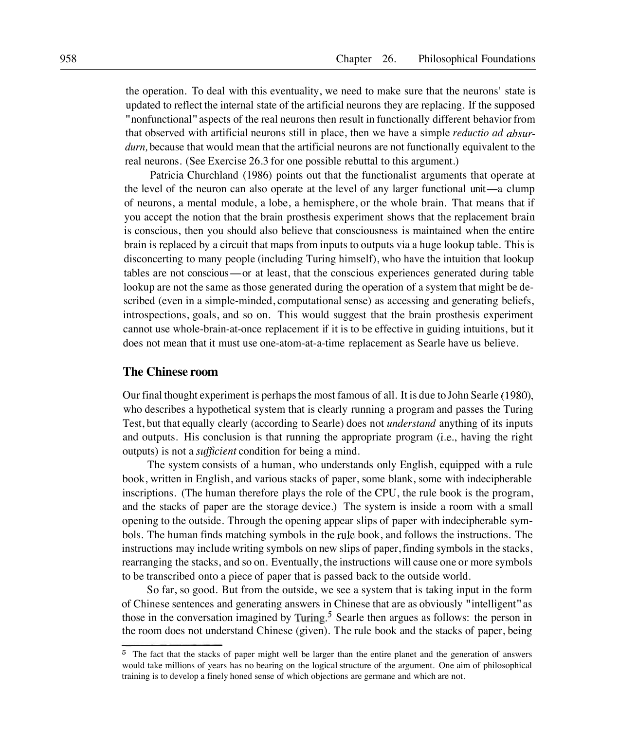the operation. To deal with this eventuality, we need to make sure that the neurons' state is updated to reflect the internal state of the artificial neurons they are replacing. If the supposed "nonfunctional" aspects of the real neurons then result in functionally different behavior from that observed with artificial neurons still in place, then we have a simple *reductio ad absurdurn,* because that would mean that the artificial neurons are not functionally equivalent to the real neurons. (See Exercise 26.3 for one possible rebuttal to this argument.)

Patricia Churchland (1986) points out that the functionalist arguments that operate at the level of the neuron can also operate at the level of any larger functional unit—a clump of neurons, a mental module, a lobe, a hemisphere, or the whole brain. That means that if you accept the notion that the brain prosthesis experiment shows that the replacement brain is conscious, then you should also believe that consciousness is maintained when the entire brain is replaced by a circuit that maps from inputs to outputs via a huge lookup table. This is disconcerting to many people (including Turing himself), who have the intuition that lookup tables are not conscious—or at least, that the conscious experiences generated during table lookup are not the same as those generated during the operation of a system that might be described (even in a simple-minded, computational sense) as accessing and generating beliefs, introspections, goals, and so on. This would suggest that the brain prosthesis experiment cannot use whole-brain-at-once replacement if it is to be effective in guiding intuitions, but it does not mean that it must use one-atom-at-a-time replacement as Searle have us believe.

### The Chinese room

Our final thought experiment is perhaps the most famous of all. It is due to John Searle (1980), who describes a hypothetical system that is clearly running a program and passes the Turing Test, but that equally clearly (according to Searle) does not *understand* anything of its inputs and outputs. His conclusion is that running the appropriate program (i.e., having the right outputs) is not a *sufficient* condition for being a mind.

The system consists of a human, who understands only English, equipped with a rule book, written in English, and various stacks of paper, some blank, some with indecipherable inscriptions. (The human therefore plays the role of the CPU, the rule book is the program, and the stacks of paper are the storage device.) The system is inside a room with a small opening to the outside. Through the opening appear slips of paper with indecipherable symbols. The human finds matching symbols in the rule book, and follows the instructions. The instructions may include writing symbols on new slips of paper, finding symbols in the stacks, rearranging the stacks, and so on. Eventually, the instructions will cause one or more symbols to be transcribed onto a piece of paper that is passed back to the outside world.

So far, so good. But from the outside, we see a system that is taking input in the form of Chinese sentences and generating answers in Chinese that are as obviously "intelligent" as those in the conversation imagined by Turing.[5] Searle then argues as follows: the person in the room does not understand Chinese (given). The rule book and the stacks of paper, being

[5] The fact that the stacks of paper might well be larger than the entire planet and the generation of answers would take millions of years has no bearing on the logical structure of the argument. One aim of philosophical training is to develop a finely honed sense of which objections are germane and which are not.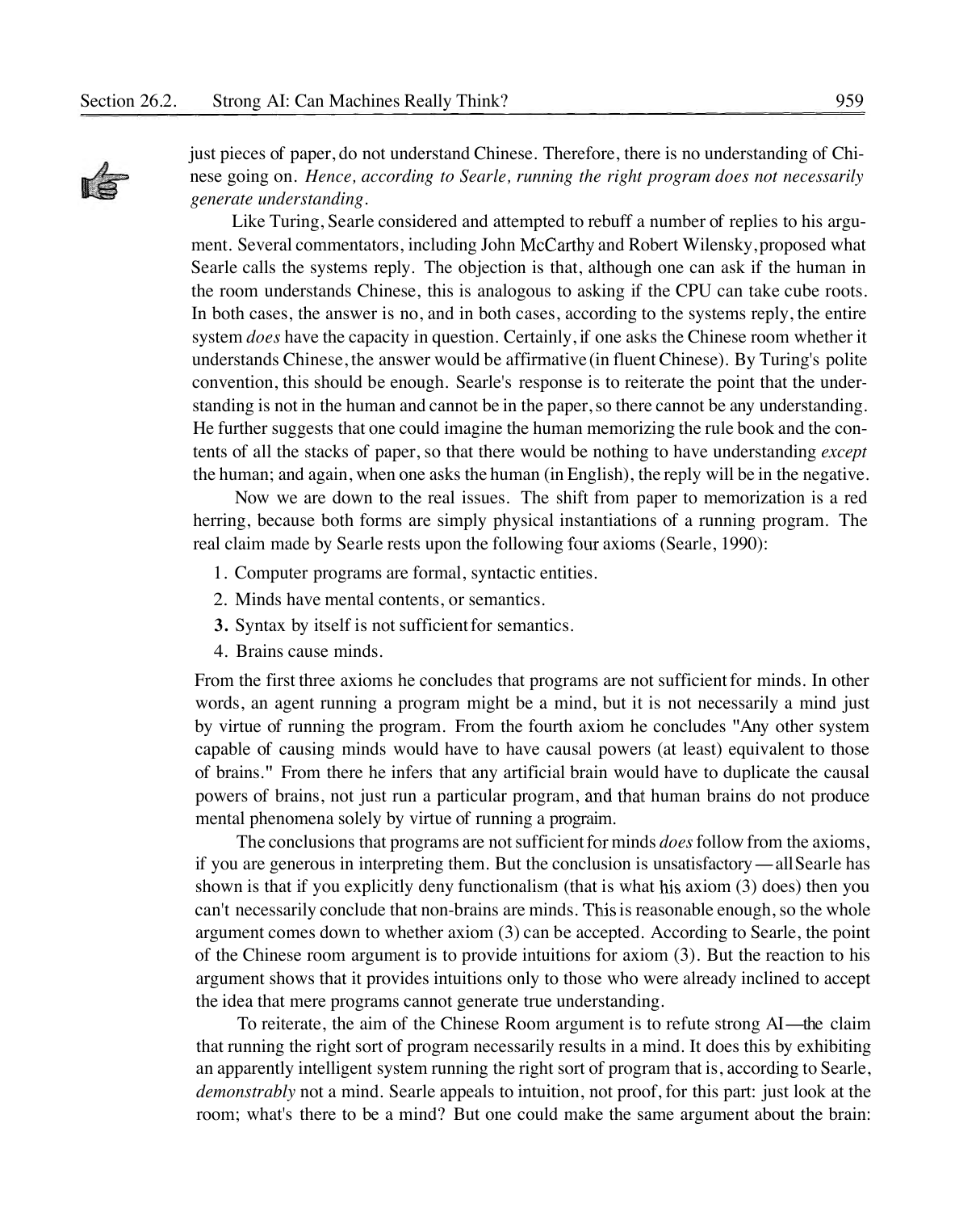just pieces of paper, do not understand Chinese. Therefore, there is no understanding of Chinese going on. *Hence, according to Searle, running the right program does not necessarily generate understanding.*

Like Turing, Searle considered and attempted to rebuff a number of replies to his argument. Several commentators, including John McCarthy and Robert Wilensky, proposed what Searle calls the systems reply. The objection is that, although one can ask if the human in the room understands Chinese, this is analogous to asking if the CPU can take cube roots. In both cases, the answer is no, and in both cases, according to the systems reply, the entire system *does* have the capacity in question. Certainly, if one asks the Chinese room whether it understands Chinese, the answer would be affirmative (in fluent Chinese). By Turing's polite convention, this should be enough. Searle's response is to reiterate the point that the understanding is not in the human and cannot be in the paper, so there cannot be any understanding. He further suggests that one could imagine the human memorizing the rule book and the contents of all the stacks of paper, so that there would be nothing to have understanding *except* the human; and again, when one asks the human (in English), the reply will be in the negative.

Now we are down to the real issues. The shift from paper to memorization is a red herring, because both forms are simply physical instantiations of a running program. The real claim made by Searle rests upon the following four axioms (Searle, 1990):

1. Computer programs are formal, syntactic entities.
2. Minds have mental contents, or semantics.
3. Syntax by itself is not sufficient for semantics.
4. Brains cause minds.

From the first three axioms he concludes that programs are not sufficient for minds. In other words, an agent running a program might be a mind, but it is not necessarily a mind just by virtue of running the program. From the fourth axiom he concludes "Any other system capable of causing minds would have to have causal powers (at least) equivalent to those of brains." From there he infers that any artificial brain would have to duplicate the causal powers of brains, not just run a particular program, and that human brains do not produce mental phenomena solely by virtue of running a program.

The conclusions that programs are not sufficient for minds *does* follow from the axioms, if you are generous in interpreting them. But the conclusion is unsatisfactory—all Searle has shown is that if you explicitly deny functionalism (that is what his axiom (3) does) then you can't necessarily conclude that non-brains are minds. This is reasonable enough, so the whole argument comes down to whether axiom (3) can be accepted. According to Searle, the point of the Chinese room argument is to provide intuitions for axiom (3). But the reaction to his argument shows that it provides intuitions only to those who were already inclined to accept the idea that mere programs cannot generate true understanding.

To reiterate, the aim of the Chinese Room argument is to refute strong AI—the claim that running the right sort of program necessarily results in a mind. It does this by exhibiting an apparently intelligent system running the right sort of program that is, according to Searle, *demonstrably* not a mind. Searle appeals to intuition, not proof, for this part: just look at the room; what's there to be a mind? But one could make the same argument about the brain: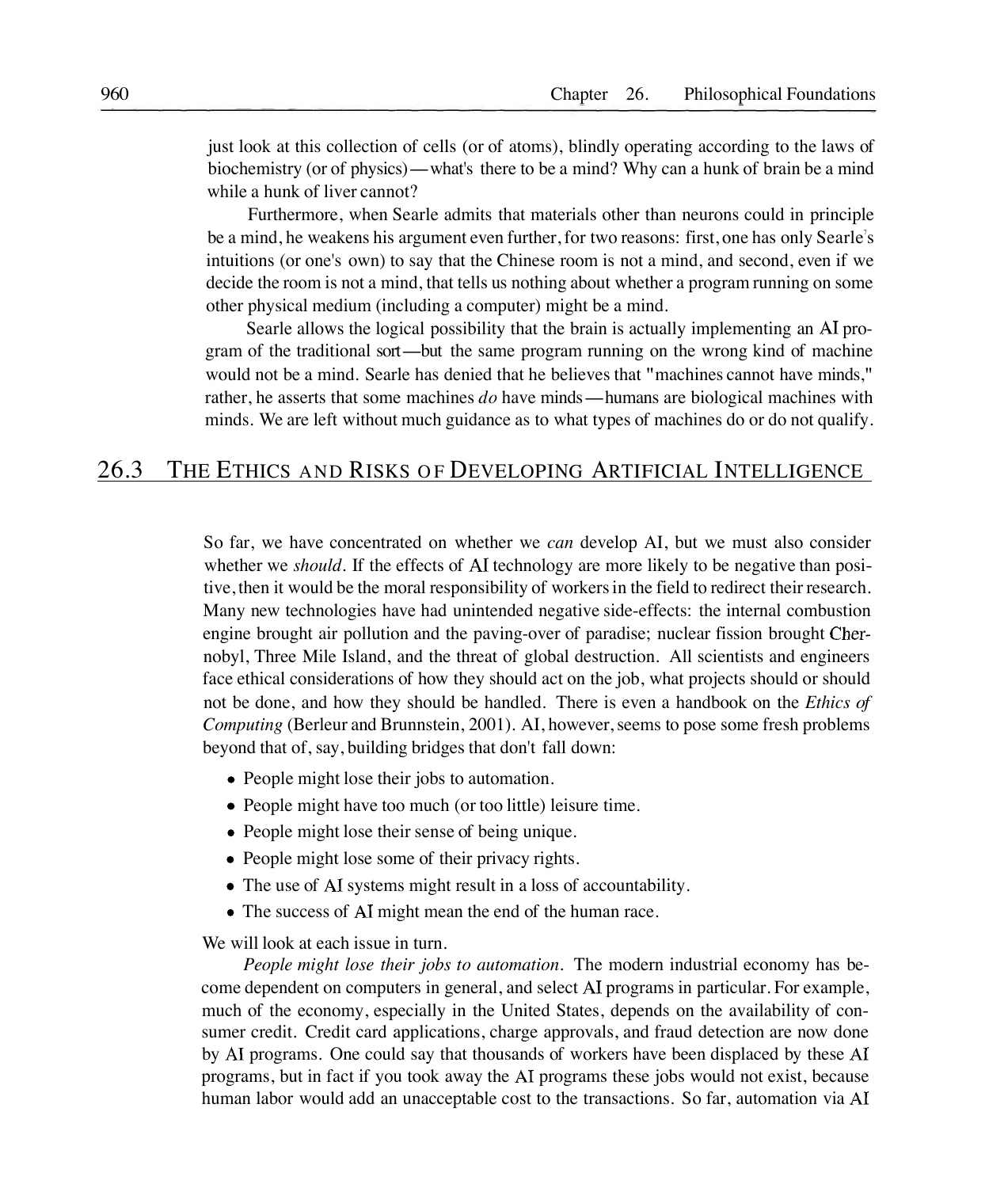just look at this collection of cells (or of atoms), blindly operating according to the laws of biochemistry (or of physics)—what's there to be a mind? Why can a hunk of brain be a mind while a hunk of liver cannot?

Furthermore, when Searle admits that materials other than neurons could in principle be a mind, he weakens his argument even further, for two reasons: first, one has only Searle's intuitions (or one's own) to say that the Chinese room is not a mind, and second, even if we decide the room is not a mind, that tells us nothing about whether a program running on some other physical medium (including a computer) might be a mind.

Searle allows the logical possibility that the brain is actually implementing an AI program of the traditional sort—but the same program running on the wrong kind of machine would not be a mind. Searle has denied that he believes that "machines cannot have minds," rather, he asserts that some machines *do* have minds—humans are biological machines with minds. We are left without much guidance as to what types of machines do or do not qualify.

## 26.3 The Ethics and Risks of Developing Artificial Intelligence

So far, we have concentrated on whether we *can* develop AI, but we must also consider whether we *should*. If the effects of AI technology are more likely to be negative than positive, then it would be the moral responsibility of workers in the field to redirect their research. Many new technologies have had unintended negative side-effects: the internal combustion engine brought air pollution and the paving-over of paradise; nuclear fission brought Chernobyl, Three Mile Island, and the threat of global destruction. All scientists and engineers face ethical considerations of how they should act on the job, what projects should or should not be done, and how they should be handled. There is even a handbook on the *Ethics of Computing* (Berleur and Brunnstein, 2001). AI, however, seems to pose some fresh problems beyond that of, say, building bridges that don't fall down:

- People might lose their jobs to automation.
- People might have too much (or too little) leisure time.
- People might lose their sense of being unique.
- People might lose some of their privacy rights.
- The use of AI systems might result in a loss of accountability.
- The success of AI might mean the end of the human race.

We will look at each issue in turn.

*People might lose their jobs to automation.* The modern industrial economy has become dependent on computers in general, and select AI programs in particular. For example, much of the economy, especially in the United States, depends on the availability of consumer credit. Credit card applications, charge approvals, and fraud detection are now done by AI programs. One could say that thousands of workers have been displaced by these AI programs, but in fact if you took away the AI programs these jobs would not exist, because human labor would add an unacceptable cost to the transactions. So far, automation via AI